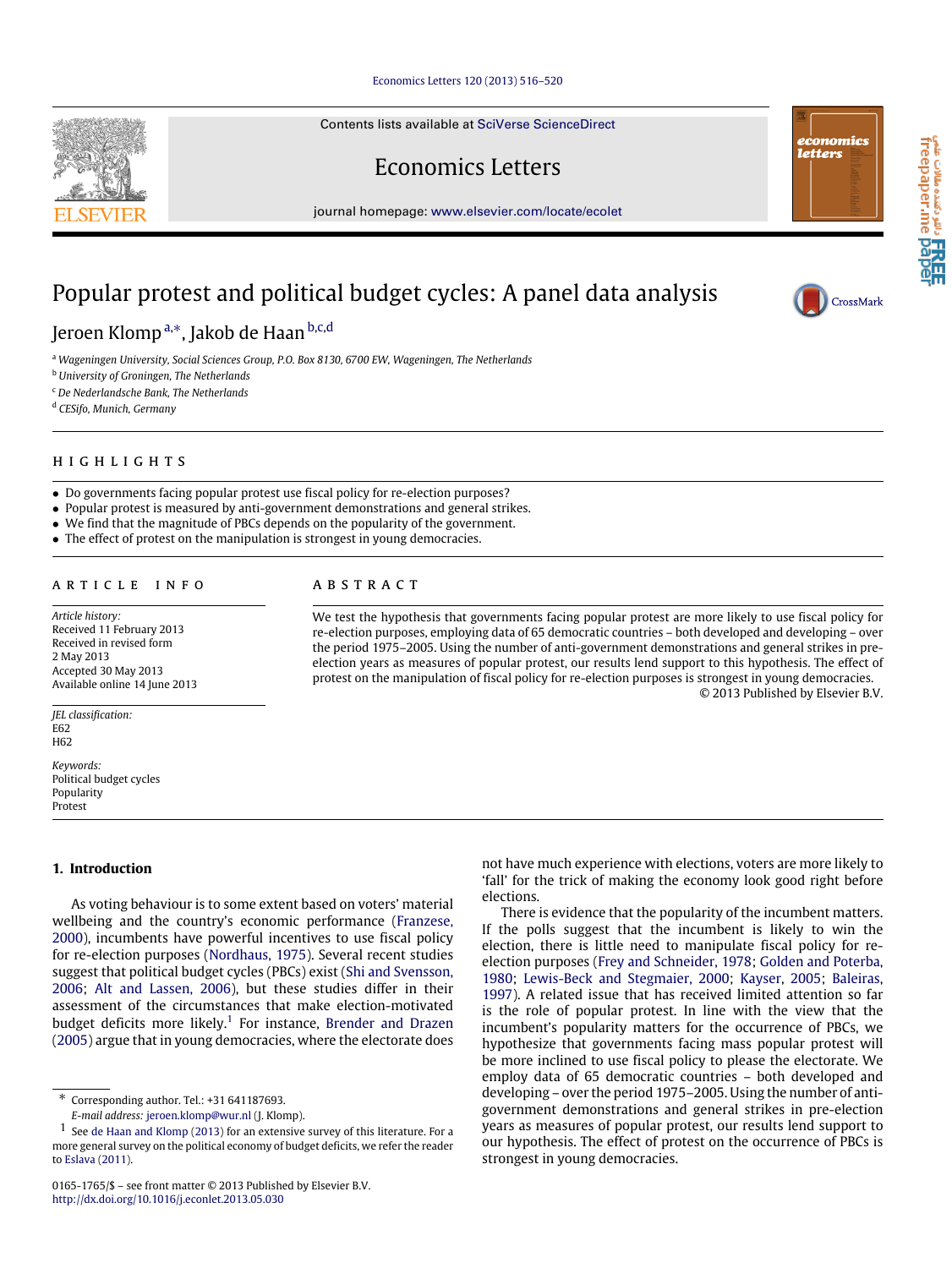# Popular protest and political budget cycles: A panel data analysis

Jeroen Klomp[a,*], Jakob de Haan[b,c,d]

[a] Wageningen University, Social Sciences Group, P.O. Box 8130, 6700 EW, Wageningen, The Netherlands
[b] University of Groningen, The Netherlands
[c] De Nederlandsche Bank, The Netherlands
[d] CESifo, Munich, Germany

## HIGHLIGHTS

- Do governments facing popular protest use fiscal policy for re-election purposes?
- Popular protest is measured by anti-government demonstrations and general strikes.
- We find that the magnitude of PBCs depends on the popularity of the government.
- The effect of protest on the manipulation is strongest in young democracies.

## ARTICLE INFO

*Article history:*
Received 11 February 2013
Received in revised form
2 May 2013
Accepted 30 May 2013
Available online 14 June 2013

*JEL classification:*
E62
H62

*Keywords:*
Political budget cycles
Popularity
Protest

## ABSTRACT

We test the hypothesis that governments facing popular protest are more likely to use fiscal policy for re-election purposes, employing data of 65 democratic countries – both developed and developing – over the period 1975–2005. Using the number of anti-government demonstrations and general strikes in pre-election years as measures of popular protest, our results lend support to this hypothesis. The effect of protest on the manipulation of fiscal policy for re-election purposes is strongest in young democracies.

© 2013 Published by Elsevier B.V.

## 1. Introduction

As voting behaviour is to some extent based on voters' material wellbeing and the country's economic performance (Franzese, 2000), incumbents have powerful incentives to use fiscal policy for re-election purposes (Nordhaus, 1975). Several recent studies suggest that political budget cycles (PBCs) exist (Shi and Svensson, 2006; Alt and Lassen, 2006), but these studies differ in their assessment of the circumstances that make election-motivated budget deficits more likely.[1] For instance, Brender and Drazen (2005) argue that in young democracies, where the electorate does not have much experience with elections, voters are more likely to 'fall' for the trick of making the economy look good right before elections.

There is evidence that the popularity of the incumbent matters. If the polls suggest that the incumbent is likely to win the election, there is little need to manipulate fiscal policy for re-election purposes (Frey and Schneider, 1978; Golden and Poterba, 1980; Lewis-Beck and Stegmaier, 2000; Kayser, 2005; Baleiras, 1997). A related issue that has received limited attention so far is the role of popular protest. In line with the view that the incumbent's popularity matters for the occurrence of PBCs, we hypothesize that governments facing mass popular protest will be more inclined to use fiscal policy to please the electorate. We employ data of 65 democratic countries – both developed and developing – over the period 1975–2005. Using the number of anti-government demonstrations and general strikes in pre-election years as measures of popular protest, our results lend support to our hypothesis. The effect of protest on the occurrence of PBCs is strongest in young democracies.

---

\* Corresponding author. Tel.: +31 641187693.
*E-mail address:* jeroen.klomp@wur.nl (J. Klomp).

[1] See de Haan and Klomp (2013) for an extensive survey of this literature. For a more general survey on the political economy of budget deficits, we refer the reader to Eslava (2011).

0165-1765/$ – see front matter © 2013 Published by Elsevier B.V.
http://dx.doi.org/10.1016/j.econlet.2013.05.030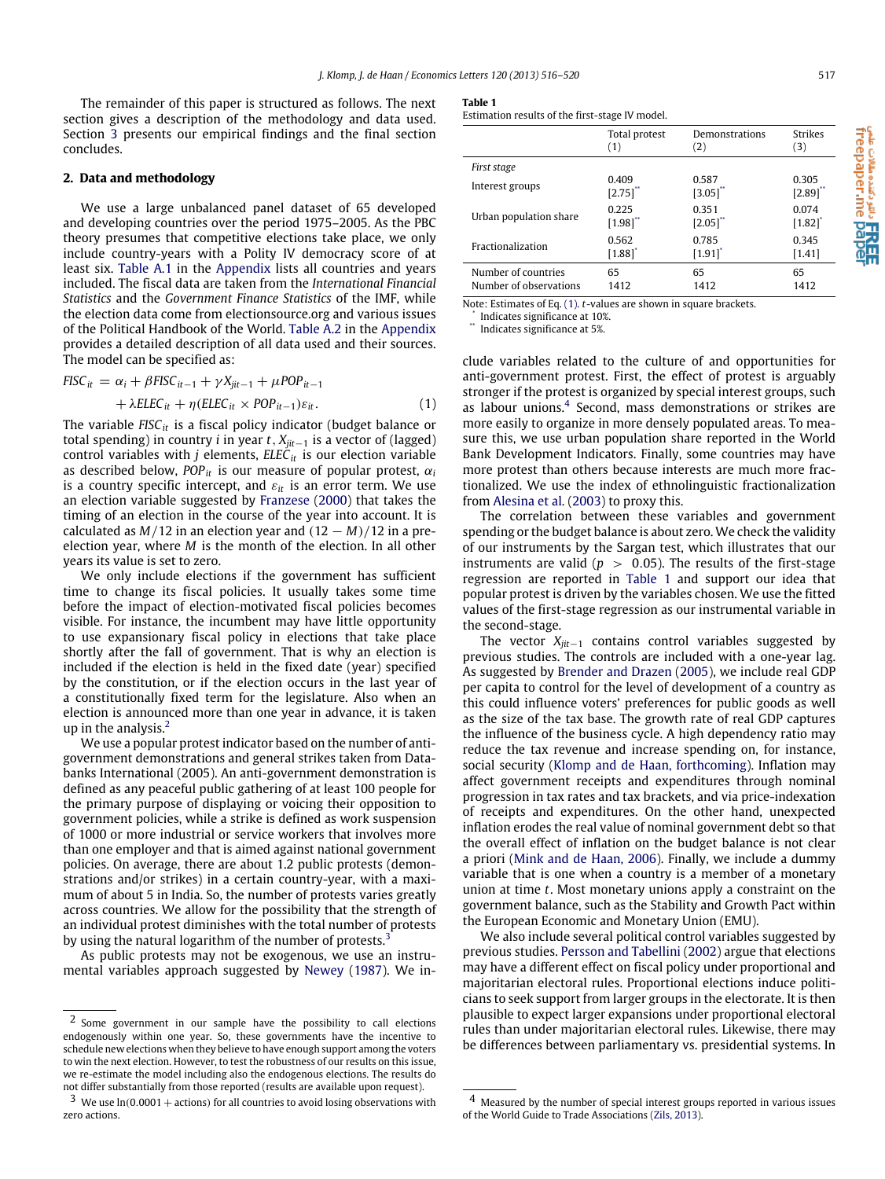The remainder of this paper is structured as follows. The next section gives a description of the methodology and data used. Section 3 presents our empirical findings and the final section concludes.

## 2. Data and methodology

We use a large unbalanced panel dataset of 65 developed and developing countries over the period 1975–2005. As the PBC theory presumes that competitive elections take place, we only include country-years with a Polity IV democracy score of at least six. Table A.1 in the Appendix lists all countries and years included. The fiscal data are taken from the *International Financial Statistics* and the *Government Finance Statistics* of the IMF, while the election data come from electionsource.org and various issues of the Political Handbook of the World. Table A.2 in the Appendix provides a detailed description of all data used and their sources. The model can be specified as:

$$FISC_{it} = \alpha_i + \beta FISC_{it-1} + \gamma X_{jit-1} + \mu POP_{it-1} + \lambda ELEC_{it} + \eta (ELEC_{it} \times POP_{it-1}) \varepsilon_{it}. \quad (1)$$

The variable $FISC_{it}$ is a fiscal policy indicator (budget balance or total spending) in country $i$ in year $t$, $X_{jit-1}$ is a vector of (lagged) control variables with $j$ elements, $ELEC_{it}$ is our election variable as described below, $POP_{it}$ is our measure of popular protest, $\alpha_i$ is a country specific intercept, and $\varepsilon_{it}$ is an error term. We use an election variable suggested by Franzese (2000) that takes the timing of an election in the course of the year into account. It is calculated as $M/12$ in an election year and $(12 - M)/12$ in a pre-election year, where $M$ is the month of the election. In all other years its value is set to zero.

We only include elections if the government has sufficient time to change its fiscal policies. It usually takes some time before the impact of election-motivated fiscal policies becomes visible. For instance, the incumbent may have little opportunity to use expansionary fiscal policy in elections that take place shortly after the fall of government. That is why an election is included if the election is held in the fixed date (year) specified by the constitution, or if the election occurs in the last year of a constitutionally fixed term for the legislature. Also when an election is announced more than one year in advance, it is taken up in the analysis.[2]

We use a popular protest indicator based on the number of anti-government demonstrations and general strikes taken from Databanks International (2005). An anti-government demonstration is defined as any peaceful public gathering of at least 100 people for the primary purpose of displaying or voicing their opposition to government policies, while a strike is defined as work suspension of 1000 or more industrial or service workers that involves more than one employer and that is aimed against national government policies. On average, there are about 1.2 public protests (demonstrations and/or strikes) in a certain country-year, with a maximum of about 5 in India. So, the number of protests varies greatly across countries. We allow for the possibility that the strength of an individual protest diminishes with the total number of protests by using the natural logarithm of the number of protests.[3]

As public protests may not be exogenous, we use an instrumental variables approach suggested by Newey (1987). We include variables related to the culture of and opportunities for anti-government protest. First, the effect of protest is arguably stronger if the protest is organized by special interest groups, such as labour unions.[4] Second, mass demonstrations or strikes are more easily to organize in more densely populated areas. To measure this, we use urban population share reported in the World Bank Development Indicators. Finally, some countries may have more protest than others because interests are much more fractionalized. We use the index of ethnolinguistic fractionalization from Alesina et al. (2003) to proxy this.

**Table 1**
Estimation results of the first-stage IV model.

| | Total protest (1) | Demonstrations (2) | Strikes (3) |
|---|---|---|---|
| *First stage* | | | |
| Interest groups | 0.409 [2.75]** | 0.587 [3.05]** | 0.305 [2.89]** |
| Urban population share | 0.225 [1.98]** | 0.351 [2.05]** | 0.074 [1.82]* |
| Fractionalization | 0.562 [1.88]* | 0.785 [1.91]* | 0.345 [1.41] |
| Number of countries | 65 | 65 | 65 |
| Number of observations | 1412 | 1412 | 1412 |

Note: Estimates of Eq. (1). $t$-values are shown in square brackets.
\* Indicates significance at 10%.
\*\* Indicates significance at 5%.

The correlation between these variables and government spending or the budget balance is about zero. We check the validity of our instruments by the Sargan test, which illustrates that our instruments are valid ($p > 0.05$). The results of the first-stage regression are reported in Table 1 and support our idea that popular protest is driven by the variables chosen. We use the fitted values of the first-stage regression as our instrumental variable in the second-stage.

The vector $X_{jit-1}$ contains control variables suggested by previous studies. The controls are included with a one-year lag. As suggested by Brender and Drazen (2005), we include real GDP per capita to control for the level of development of a country as this could influence voters' preferences for public goods as well as the size of the tax base. The growth rate of real GDP captures the influence of the business cycle. A high dependency ratio may reduce the tax revenue and increase spending on, for instance, social security (Klomp and de Haan, forthcoming). Inflation may affect government receipts and expenditures through nominal progression in tax rates and tax brackets, and via price-indexation of receipts and expenditures. On the other hand, unexpected inflation erodes the real value of nominal government debt so that the overall effect of inflation on the budget balance is not clear a priori (Mink and de Haan, 2006). Finally, we include a dummy variable that is one when a country is a member of a monetary union at time $t$. Most monetary unions apply a constraint on the government balance, such as the Stability and Growth Pact within the European Economic and Monetary Union (EMU).

We also include several political control variables suggested by previous studies. Persson and Tabellini (2002) argue that elections may have a different effect on fiscal policy under proportional and majoritarian electoral rules. Proportional elections induce politicians to seek support from larger groups in the electorate. It is then plausible to expect larger expansions under proportional electoral rules than under majoritarian electoral rules. Likewise, there may be differences between parliamentary vs. presidential systems. In

---

[2] Some government in our sample have the possibility to call elections endogenously within one year. So, these governments have the incentive to schedule new elections when they believe to have enough support among the voters to win the next election. However, to test the robustness of our results on this issue, we re-estimate the model including also the endogenous elections. The results do not differ substantially from those reported (results are available upon request).

[3] We use $\ln(0.0001 + \text{actions})$ for all countries to avoid losing observations with zero actions.

[4] Measured by the number of special interest groups reported in various issues of the World Guide to Trade Associations (Zils, 2013).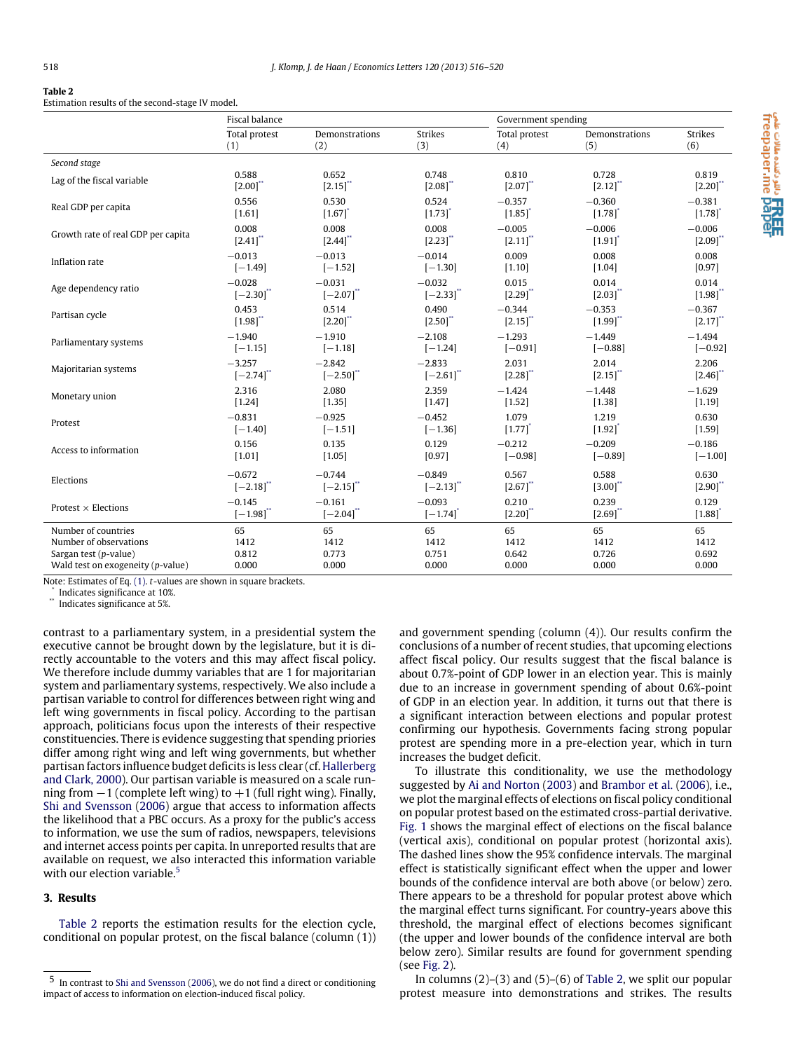**Table 2**
Estimation results of the second-stage IV model.

| | Fiscal balance | | | Government spending | | |
|---|---|---|---|---|---|---|
| | Total protest (1) | Demonstrations (2) | Strikes (3) | Total protest (4) | Demonstrations (5) | Strikes (6) |
| *Second stage* | | | | | | |
| Lag of the fiscal variable | 0.588 [2.00]** | 0.652 [2.15]** | 0.748 [2.08]** | 0.810 [2.07]** | 0.728 [2.12]** | 0.819 [2.20]** |
| Real GDP per capita | 0.556 [1.61] | 0.530 [1.67]* | 0.524 [1.73]* | −0.357 [1.85]* | −0.360 [1.78]* | −0.381 [1.78]* |
| Growth rate of real GDP per capita | 0.008 [2.41]** | 0.008 [2.44]** | 0.008 [2.23]** | −0.005 [2.11]** | −0.006 [1.91]* | −0.006 [2.09]** |
| Inflation rate | −0.013 [−1.49] | −0.013 [−1.52] | −0.014 [−1.30] | 0.009 [1.10] | 0.008 [1.04] | 0.008 [0.97] |
| Age dependency ratio | −0.028 [−2.30]** | −0.031 [−2.07]** | −0.032 [−2.33]** | 0.015 [2.29]** | 0.014 [2.03]** | 0.014 [1.98]** |
| Partisan cycle | 0.453 [1.98]** | 0.514 [2.20]** | 0.490 [2.50]** | −0.344 [2.15]** | −0.353 [1.99]** | −0.367 [2.17]** |
| Parliamentary systems | −1.940 [−1.15] | −1.910 [−1.18] | −2.108 [−1.24] | −1.293 [−0.91] | −1.449 [−0.88] | −1.494 [−0.92] |
| Majoritarian systems | −3.257 [−2.74]** | −2.842 [−2.50]** | −2.833 [−2.61]** | 2.031 [2.28]** | 2.014 [2.15]** | 2.206 [2.46]** |
| Monetary union | 2.316 [1.24] | 2.080 [1.35] | 2.359 [1.47] | −1.424 [1.52] | −1.448 [1.38] | −1.629 [1.19] |
| Protest | −0.831 [−1.40] | −0.925 [−1.51] | −0.452 [−1.36] | 1.079 [1.77]* | 1.219 [1.92]* | 0.630 [1.59] |
| Access to information | 0.156 [1.01] | 0.135 [1.05] | 0.129 [0.97] | −0.212 [−0.98] | −0.209 [−0.89] | −0.186 [−1.00] |
| Elections | −0.672 [−2.18]** | −0.744 [−2.15]** | −0.849 [−2.13]** | 0.567 [2.67]** | 0.588 [3.00]** | 0.630 [2.90]** |
| Protest × Elections | −0.145 [−1.98]** | −0.161 [−2.04]** | −0.093 [−1.74]* | 0.210 [2.20]** | 0.239 [2.69]** | 0.129 [1.88]* |
| Number of countries | 65 | 65 | 65 | 65 | 65 | 65 |
| Number of observations | 1412 | 1412 | 1412 | 1412 | 1412 | 1412 |
| Sargan test (*p*-value) | 0.812 | 0.773 | 0.751 | 0.642 | 0.726 | 0.692 |
| Wald test on exogeneity (*p*-value) | 0.000 | 0.000 | 0.000 | 0.000 | 0.000 | 0.000 |

Note: Estimates of Eq. (1). *t*-values are shown in square brackets.
\* Indicates significance at 10%.
\*\* Indicates significance at 5%.

contrast to a parliamentary system, in a presidential system the executive cannot be brought down by the legislature, but it is directly accountable to the voters and this may affect fiscal policy. We therefore include dummy variables that are 1 for majoritarian system and parliamentary systems, respectively. We also include a partisan variable to control for differences between right wing and left wing governments in fiscal policy. According to the partisan approach, politicians focus upon the interests of their respective constituencies. There is evidence suggesting that spending priories differ among right wing and left wing governments, but whether partisan factors influence budget deficits is less clear (cf. Hallerberg and Clark, 2000). Our partisan variable is measured on a scale running from −1 (complete left wing) to +1 (full right wing). Finally, Shi and Svensson (2006) argue that access to information affects the likelihood that a PBC occurs. As a proxy for the public's access to information, we use the sum of radios, newspapers, televisions and internet access points per capita. In unreported results that are available on request, we also interacted this information variable with our election variable.[5]

## 3. Results

Table 2 reports the estimation results for the election cycle, conditional on popular protest, on the fiscal balance (column (1)) and government spending (column (4)). Our results confirm the conclusions of a number of recent studies, that upcoming elections affect fiscal policy. Our results suggest that the fiscal balance is about 0.7%-point of GDP lower in an election year. This is mainly due to an increase in government spending of about 0.6%-point of GDP in an election year. In addition, it turns out that there is a significant interaction between elections and popular protest confirming our hypothesis. Governments facing strong popular protest are spending more in a pre-election year, which in turn increases the budget deficit.

To illustrate this conditionality, we use the methodology suggested by Ai and Norton (2003) and Brambor et al. (2006), i.e., we plot the marginal effects of elections on fiscal policy conditional on popular protest based on the estimated cross-partial derivative. Fig. 1 shows the marginal effect of elections on the fiscal balance (vertical axis), conditional on popular protest (horizontal axis). The dashed lines show the 95% confidence intervals. The marginal effect is statistically significant effect when the upper and lower bounds of the confidence interval are both above (or below) zero. There appears to be a threshold for popular protest above which the marginal effect turns significant. For country-years above this threshold, the marginal effect of elections becomes significant (the upper and lower bounds of the confidence interval are both below zero). Similar results are found for government spending (see Fig. 2).

In columns (2)–(3) and (5)–(6) of Table 2, we split our popular protest measure into demonstrations and strikes. The results

[5] In contrast to Shi and Svensson (2006), we do not find a direct or conditioning impact of access to information on election-induced fiscal policy.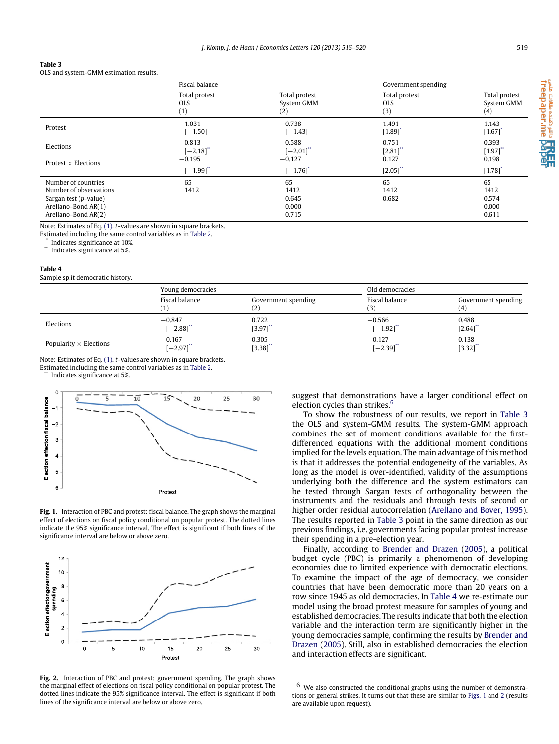**Table 3**
OLS and system-GMM estimation results.

| | Fiscal balance | | Government spending | |
|---|---|---|---|---|
| | Total protest OLS (1) | Total protest System GMM (2) | Total protest OLS (3) | Total protest System GMM (4) |
| Protest | −1.031 [−1.50] | −0.738 [−1.43] | 1.491 [1.89]* | 1.143 [1.67]* |
| Elections | −0.813 [−2.18]** | −0.588 [−2.01]** | 0.751 [2.81]** | 0.393 [1.97]** |
| Protest × Elections | −0.195 [−1.99]** | −0.127 [−1.76]* | 0.127 [2.05]** | 0.198 [1.78]* |
| Number of countries | 65 | 65 | 65 | 65 |
| Number of observations | 1412 | 1412 | 1412 | 1412 |
| Sargan test (*p*-value) | | 0.645 | 0.682 | 0.574 |
| Arellano–Bond AR(1) | | 0.000 | | 0.000 |
| Arellano–Bond AR(2) | | 0.715 | | 0.611 |

Note: Estimates of Eq. (1). *t*-values are shown in square brackets.
Estimated including the same control variables as in Table 2.
\* Indicates significance at 10%.
\*\* Indicates significance at 5%.

**Table 4**
Sample split democratic history.

| | Young democracies | | Old democracies | |
|---|---|---|---|---|
| | Fiscal balance (1) | Government spending (2) | Fiscal balance (3) | Government spending (4) |
| Elections | −0.847 [−2.88]** | 0.722 [3.97]** | −0.566 [−1.92]** | 0.488 [2.64]** |
| Popularity × Elections | −0.167 [−2.97]** | 0.305 [3.38]** | −0.127 [−2.39]** | 0.138 [3.32]** |

Note: Estimates of Eq. (1). *t*-values are shown in square brackets.
Estimated including the same control variables as in Table 2.
\*\* Indicates significance at 5%.

**Fig. 1.** Interaction of PBC and protest: fiscal balance. The graph shows the marginal effect of elections on fiscal policy conditional on popular protest. The dotted lines indicate the 95% significance interval. The effect is significant if both lines of the significance interval are below or above zero.

**Fig. 2.** Interaction of PBC and protest: government spending. The graph shows the marginal effect of elections on fiscal policy conditional on popular protest. The dotted lines indicate the 95% significance interval. The effect is significant if both lines of the significance interval are below or above zero.

suggest that demonstrations have a larger conditional effect on election cycles than strikes.[6]

To show the robustness of our results, we report in Table 3 the OLS and system-GMM results. The system-GMM approach combines the set of moment conditions available for the first-differenced equations with the additional moment conditions implied for the levels equation. The main advantage of this method is that it addresses the potential endogeneity of the variables. As long as the model is over-identified, validity of the assumptions underlying both the difference and the system estimators can be tested through Sargan tests of orthogonality between the instruments and the residuals and through tests of second or higher order residual autocorrelation (Arellano and Bover, 1995). The results reported in Table 3 point in the same direction as our previous findings, i.e. governments facing popular protest increase their spending in a pre-election year.

Finally, according to Brender and Drazen (2005), a political budget cycle (PBC) is primarily a phenomenon of developing economies due to limited experience with democratic elections. To examine the impact of the age of democracy, we consider countries that have been democratic more than 20 years on a row since 1945 as old democracies. In Table 4 we re-estimate our model using the broad protest measure for samples of young and established democracies. The results indicate that both the election variable and the interaction term are significantly higher in the young democracies sample, confirming the results by Brender and Drazen (2005). Still, also in established democracies the election and interaction effects are significant.

[6] We also constructed the conditional graphs using the number of demonstrations or general strikes. It turns out that these are similar to Figs. 1 and 2 (results are available upon request).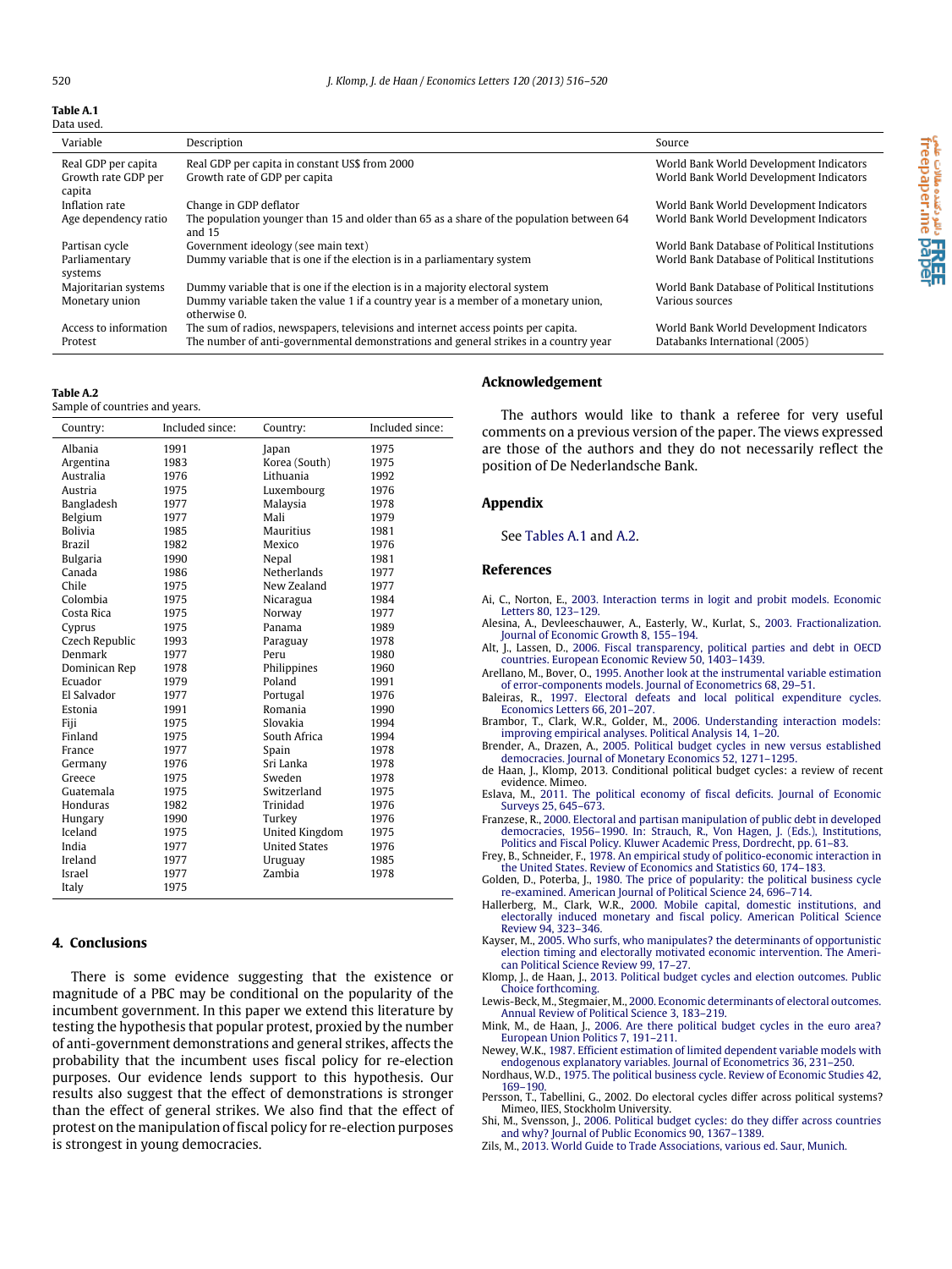**Table A.1**
Data used.

| Variable | Description | Source |
|---|---|---|
| Real GDP per capita | Real GDP per capita in constant US$ from 2000 | World Bank World Development Indicators |
| Growth rate GDP per capita | Growth rate of GDP per capita | World Bank World Development Indicators |
| Inflation rate | Change in GDP deflator | World Bank World Development Indicators |
| Age dependency ratio | The population younger than 15 and older than 65 as a share of the population between 64 and 15 | World Bank World Development Indicators |
| Partisan cycle | Government ideology (see main text) | World Bank Database of Political Institutions |
| Parliamentary systems | Dummy variable that is one if the election is in a parliamentary system | World Bank Database of Political Institutions |
| Majoritarian systems | Dummy variable that is one if the election is in a majority electoral system | World Bank Database of Political Institutions |
| Monetary union | Dummy variable taken the value 1 if a country year is a member of a monetary union, otherwise 0. | Various sources |
| Access to information | The sum of radios, newspapers, televisions and internet access points per capita. | World Bank World Development Indicators |
| Protest | The number of anti-governmental demonstrations and general strikes in a country year | Databanks International (2005) |

**Table A.2**
Sample of countries and years.

| Country: | Included since: | Country: | Included since: |
|---|---|---|---|
| Albania | 1991 | Japan | 1975 |
| Argentina | 1983 | Korea (South) | 1975 |
| Australia | 1976 | Lithuania | 1992 |
| Austria | 1975 | Luxembourg | 1976 |
| Bangladesh | 1977 | Malaysia | 1978 |
| Belgium | 1977 | Mali | 1979 |
| Bolivia | 1985 | Mauritius | 1981 |
| Brazil | 1982 | Mexico | 1976 |
| Bulgaria | 1990 | Nepal | 1981 |
| Canada | 1986 | Netherlands | 1977 |
| Chile | 1975 | New Zealand | 1977 |
| Colombia | 1975 | Nicaragua | 1984 |
| Costa Rica | 1975 | Norway | 1977 |
| Cyprus | 1975 | Panama | 1989 |
| Czech Republic | 1993 | Paraguay | 1978 |
| Denmark | 1977 | Peru | 1980 |
| Dominican Rep | 1978 | Philippines | 1960 |
| Ecuador | 1979 | Poland | 1991 |
| El Salvador | 1977 | Portugal | 1976 |
| Estonia | 1991 | Romania | 1990 |
| Fiji | 1975 | Slovakia | 1994 |
| Finland | 1975 | South Africa | 1994 |
| France | 1977 | Spain | 1978 |
| Germany | 1976 | Sri Lanka | 1978 |
| Greece | 1975 | Sweden | 1978 |
| Guatemala | 1975 | Switzerland | 1975 |
| Honduras | 1982 | Trinidad | 1976 |
| Hungary | 1990 | Turkey | 1976 |
| Iceland | 1975 | United Kingdom | 1975 |
| India | 1977 | United States | 1976 |
| Ireland | 1977 | Uruguay | 1985 |
| Israel | 1977 | Zambia | 1978 |
| Italy | 1975 | | |

## 4. Conclusions

There is some evidence suggesting that the existence or magnitude of a PBC may be conditional on the popularity of the incumbent government. In this paper we extend this literature by testing the hypothesis that popular protest, proxied by the number of anti-government demonstrations and general strikes, affects the probability that the incumbent uses fiscal policy for re-election purposes. Our evidence lends support to this hypothesis. Our results also suggest that the effect of demonstrations is stronger than the effect of general strikes. We also find that the effect of protest on the manipulation of fiscal policy for re-election purposes is strongest in young democracies.

## Acknowledgement

The authors would like to thank a referee for very useful comments on a previous version of the paper. The views expressed are those of the authors and they do not necessarily reflect the position of De Nederlandsche Bank.

## Appendix

See Tables A.1 and A.2.

## References

Ai, C., Norton, E., 2003. Interaction terms in logit and probit models. Economic Letters 80, 123–129.
Alesina, A., Devleeschauwer, A., Easterly, W., Kurlat, S., 2003. Fractionalization. Journal of Economic Growth 8, 155–194.
Alt, J., Lassen, D., 2006. Fiscal transparency, political parties and debt in OECD countries. European Economic Review 50, 1403–1439.
Arellano, M., Bover, O., 1995. Another look at the instrumental variable estimation of error-components models. Journal of Econometrics 68, 29–51.
Baleiras, R., 1997. Electoral defeats and local political expenditure cycles. Economics Letters 66, 201–207.
Brambor, T., Clark, W.R., Golder, M., 2006. Understanding interaction models: improving empirical analyses. Political Analysis 14, 1–20.
Brender, A., Drazen, A., 2005. Political budget cycles in new versus established democracies. Journal of Monetary Economics 52, 1271–1295.
de Haan, J., Klomp, J., 2013. Conditional political budget cycles: a review of recent evidence. Mimeo.
Eslava, M., 2011. The political economy of fiscal deficits. Journal of Economic Surveys 25, 645–673.
Franzese, R., 2000. Electoral and partisan manipulation of public debt in developed democracies, 1956–1990. In: Strauch, R., Von Hagen, J. (Eds.), Institutions, Politics and Fiscal Policy. Kluwer Academic Press, Dordrecht, pp. 61–83.
Frey, B., Schneider, F., 1978. An empirical study of politico-economic interaction in the United States. Review of Economics and Statistics 60, 174–183.
Golden, D., Poterba, J., 1980. The price of popularity: the political business cycle re-examined. American Journal of Political Science 24, 696–714.
Hallerberg, M., Clark, W.R., 2000. Mobile capital, domestic institutions, and electorally induced monetary and fiscal policy. American Political Science Review 94, 323–346.
Kayser, M., 2005. Who surfs, who manipulates? the determinants of opportunistic election timing and electorally motivated economic intervention. The American Political Science Review 99, 17–27.
Klomp, J., de Haan, J., 2013. Political budget cycles and election outcomes. Public Choice forthcoming.
Lewis-Beck, M., Stegmaier, M., 2000. Economic determinants of electoral outcomes. Annual Review of Political Science 3, 183–219.
Mink, M., de Haan, J., 2006. Are there political budget cycles in the euro area? European Union Politics 7, 191–211.
Newey, W.K., 1987. Efficient estimation of limited dependent variable models with endogenous explanatory variables. Journal of Econometrics 36, 231–250.
Nordhaus, W.D., 1975. The political business cycle. Review of Economic Studies 42, 169–190.
Persson, T., Tabellini, G., 2002. Do electoral cycles differ across political systems? Mimeo, IIES, Stockholm University.
Shi, M., Svensson, J., 2006. Political budget cycles: do they differ across countries and why? Journal of Public Economics 90, 1367–1389.
Zils, M., 2013. World Guide to Trade Associations, various ed. Saur, Munich.